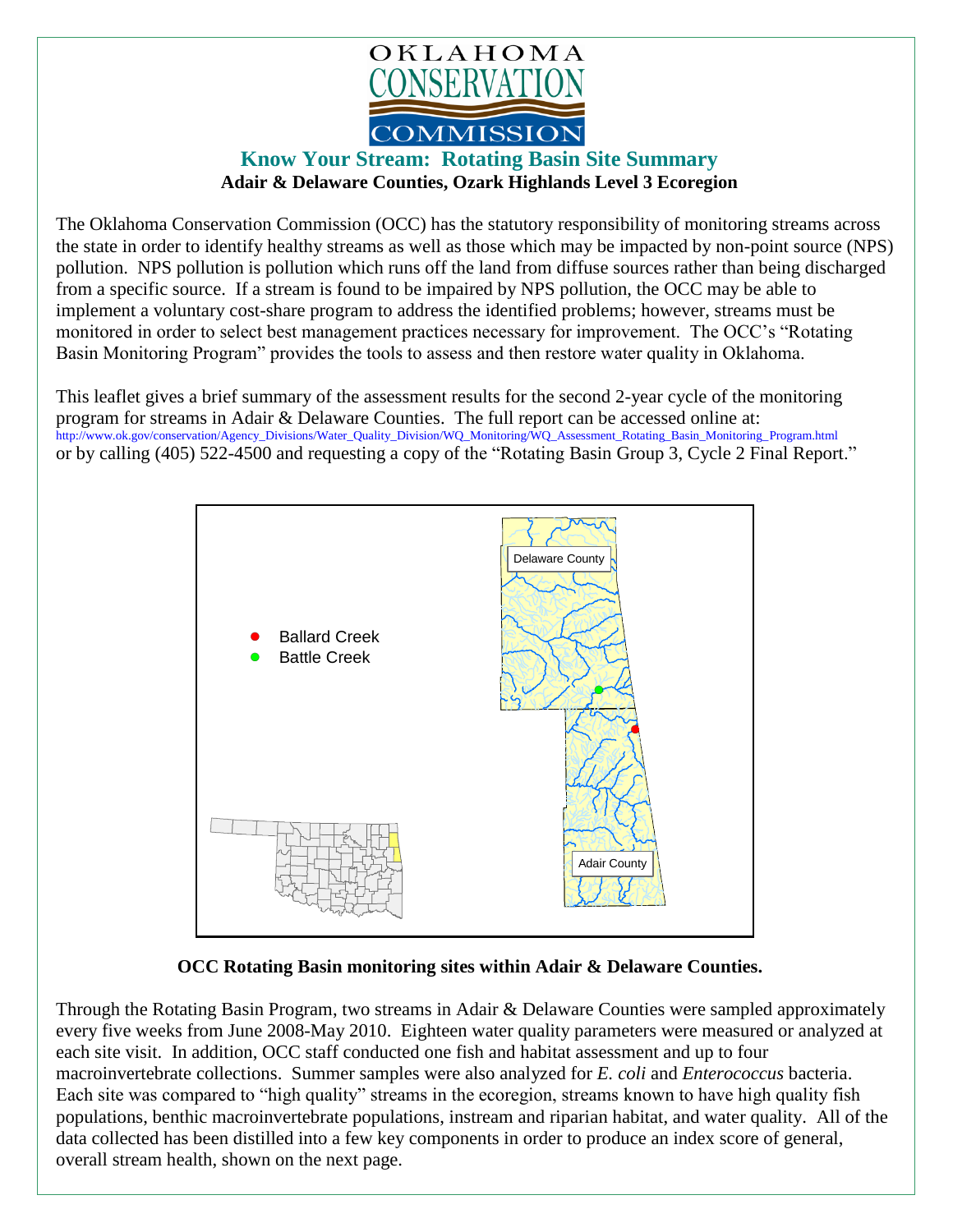OKLAHOMA CONSERVATION COMMISSION

# Know Your Stream: Rotating Basin Site Summary

**Adair & Delaware Counties, Ozark Highlands Level 3 Ecoregion**

The Oklahoma Conservation Commission (OCC) has the statutory responsibility of monitoring streams across the state in order to identify healthy streams as well as those which may be impacted by non-point source (NPS) pollution. NPS pollution is pollution which runs off the land from diffuse sources rather than being discharged from a specific source. If a stream is found to be impaired by NPS pollution, the OCC may be able to implement a voluntary cost-share program to address the identified problems; however, streams must be monitored in order to select best management practices necessary for improvement. The OCC's "Rotating Basin Monitoring Program" provides the tools to assess and then restore water quality in Oklahoma.

This leaflet gives a brief summary of the assessment results for the second 2-year cycle of the monitoring program for streams in Adair & Delaware Counties. The full report can be accessed online at: http://www.ok.gov/conservation/Agency_Divisions/Water_Quality_Division/WQ_Monitoring/WQ_Assessment_Rotating_Basin_Monitoring_Program.html or by calling (405) 522-4500 and requesting a copy of the "Rotating Basin Group 3, Cycle 2 Final Report."

Ballard Creek
Battle Creek
Delaware County
Adair County

**OCC Rotating Basin monitoring sites within Adair & Delaware Counties.**

Through the Rotating Basin Program, two streams in Adair & Delaware Counties were sampled approximately every five weeks from June 2008-May 2010. Eighteen water quality parameters were measured or analyzed at each site visit. In addition, OCC staff conducted one fish and habitat assessment and up to four macroinvertebrate collections. Summer samples were also analyzed for *E. coli* and *Enterococcus* bacteria. Each site was compared to "high quality" streams in the ecoregion, streams known to have high quality fish populations, benthic macroinvertebrate populations, instream and riparian habitat, and water quality. All of the data collected has been distilled into a few key components in order to produce an index score of general, overall stream health, shown on the next page.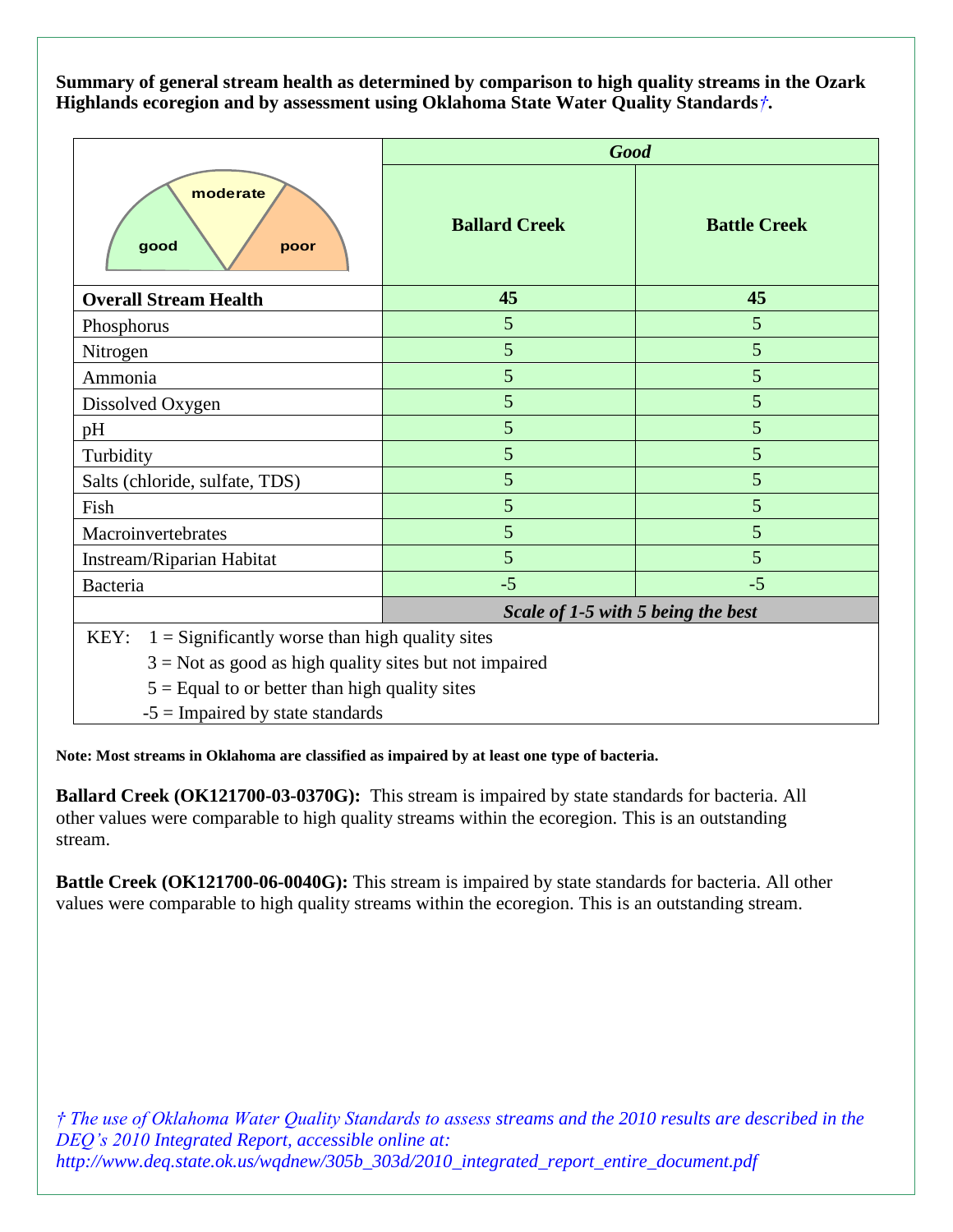**Summary of general stream health as determined by comparison to high quality streams in the Ozark Highlands ecoregion and by assessment using Oklahoma State Water Quality Standards*†*.**

| good / moderate / poor | *Good* | |
|---|---|---|
| | **Ballard Creek** | **Battle Creek** |
| **Overall Stream Health** | **45** | **45** |
| Phosphorus | 5 | 5 |
| Nitrogen | 5 | 5 |
| Ammonia | 5 | 5 |
| Dissolved Oxygen | 5 | 5 |
| pH | 5 | 5 |
| Turbidity | 5 | 5 |
| Salts (chloride, sulfate, TDS) | 5 | 5 |
| Fish | 5 | 5 |
| Macroinvertebrates | 5 | 5 |
| Instream/Riparian Habitat | 5 | 5 |
| Bacteria | -5 | -5 |
| | ***Scale of 1-5 with 5 being the best*** | |

KEY:
- 1 = Significantly worse than high quality sites
- 3 = Not as good as high quality sites but not impaired
- 5 = Equal to or better than high quality sites
- -5 = Impaired by state standards

**Note: Most streams in Oklahoma are classified as impaired by at least one type of bacteria.**

**Ballard Creek (OK121700-03-0370G):** This stream is impaired by state standards for bacteria. All other values were comparable to high quality streams within the ecoregion. This is an outstanding stream.

**Battle Creek (OK121700-06-0040G):** This stream is impaired by state standards for bacteria. All other values were comparable to high quality streams within the ecoregion. This is an outstanding stream.

*† The use of Oklahoma Water Quality Standards to assess streams and the 2010 results are described in the DEQ's 2010 Integrated Report, accessible online at: http://www.deq.state.ok.us/wqdnew/305b_303d/2010_integrated_report_entire_document.pdf*